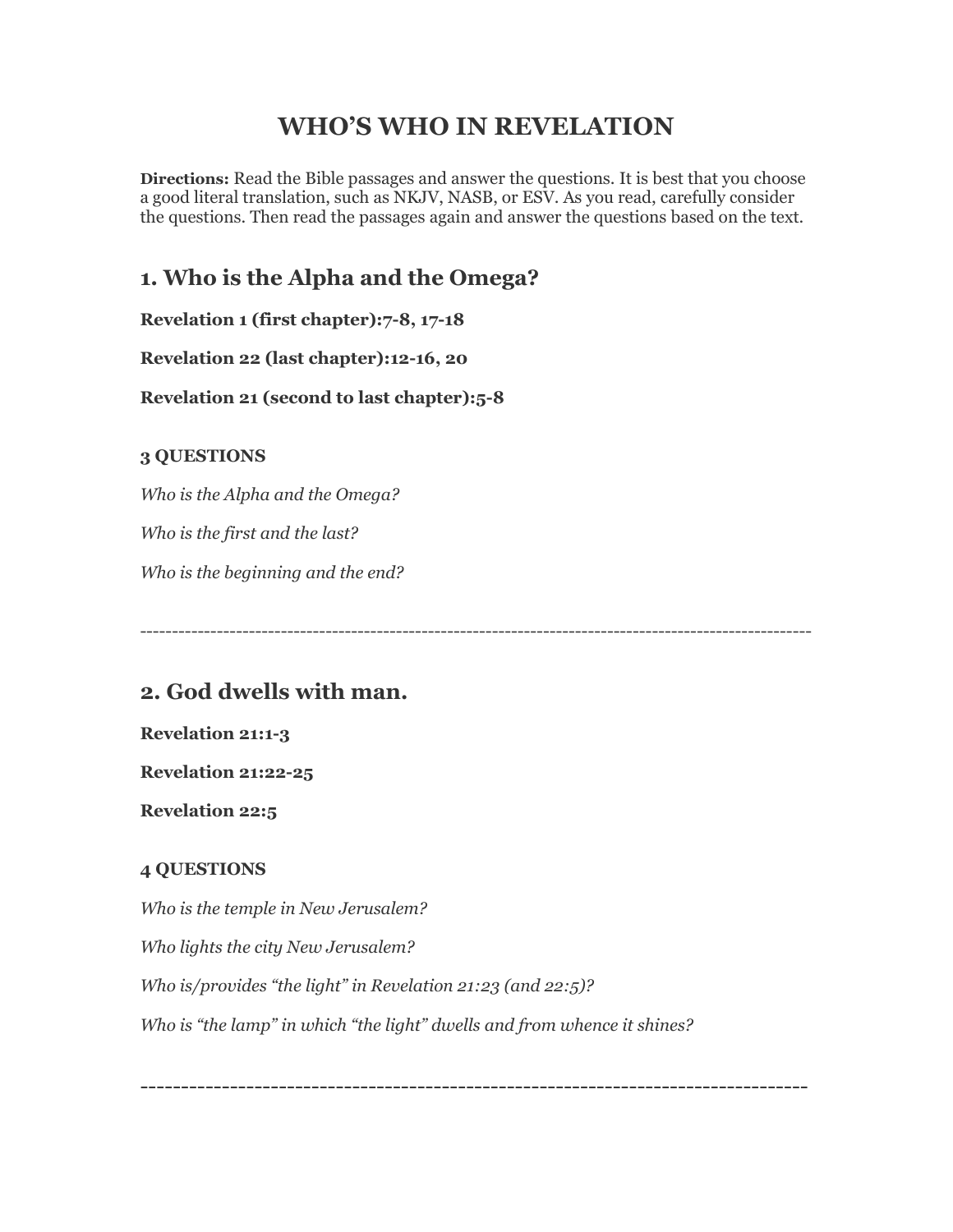# WHO'S WHO IN REVELATION

**Directions:** Read the Bible passages and answer the questions. It is best that you choose a good literal translation, such as NKJV, NASB, or ESV. As you read, carefully consider the questions. Then read the passages again and answer the questions based on the text.

## 1. Who is the Alpha and the Omega?

**Revelation 1 (first chapter):7-8, 17-18**

**Revelation 22 (last chapter):12-16, 20**

**Revelation 21 (second to last chapter):5-8**

#### 3 QUESTIONS

*Who is the Alpha and the Omega?*

*Who is the first and the last?*

*Who is the beginning and the end?*

---

## 2. God dwells with man.

**Revelation 21:1-3**

**Revelation 21:22-25**

**Revelation 22:5**

#### 4 QUESTIONS

*Who is the temple in New Jerusalem?*

*Who lights the city New Jerusalem?*

*Who is/provides "the light" in Revelation 21:23 (and 22:5)?*

*Who is "the lamp" in which "the light" dwells and from whence it shines?*

---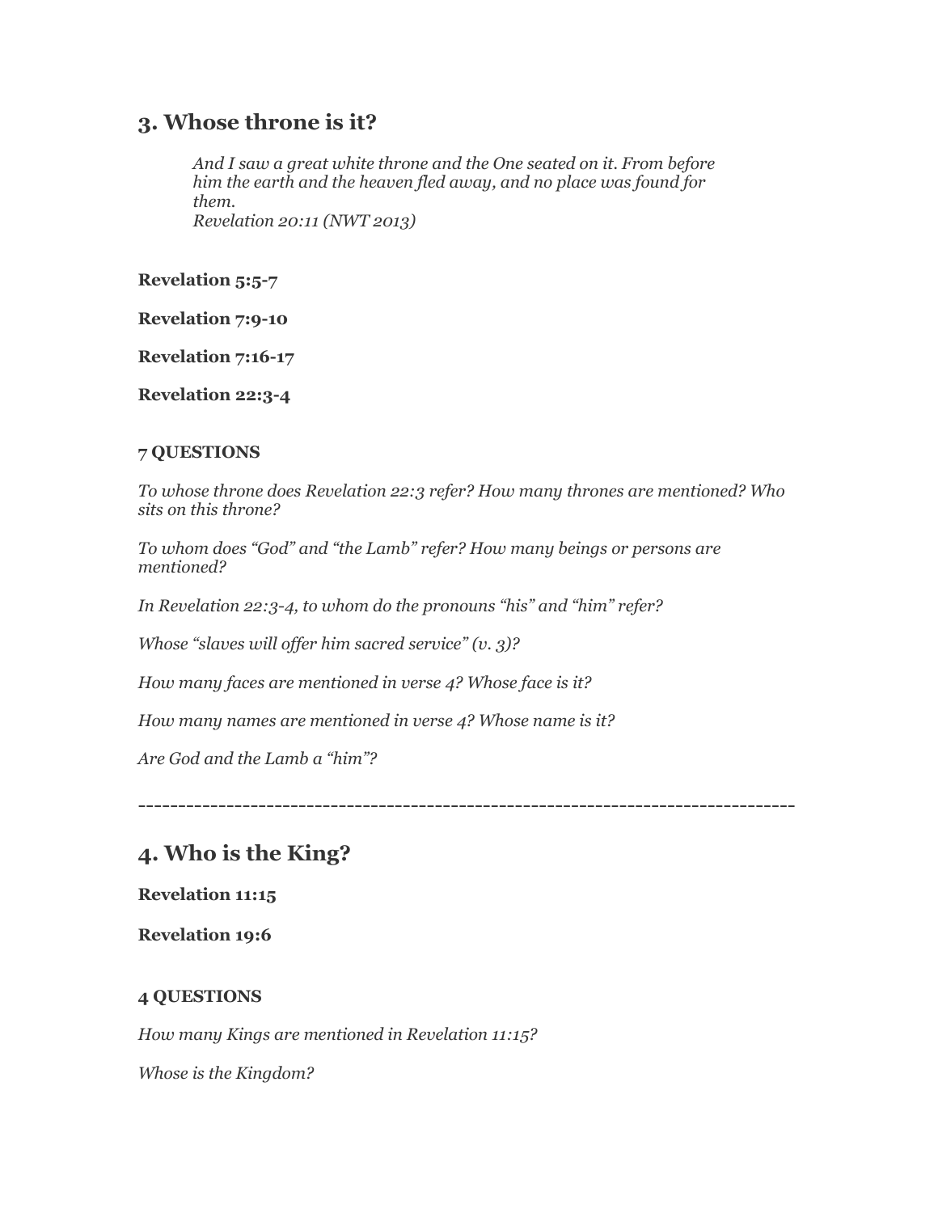## 3. Whose throne is it?

> *And I saw a great white throne and the One seated on it. From before him the earth and the heaven fled away, and no place was found for them.*
> *Revelation 20:11 (NWT 2013)*

**Revelation 5:5-7**

**Revelation 7:9-10**

**Revelation 7:16-17**

**Revelation 22:3-4**

**7 QUESTIONS**

*To whose throne does Revelation 22:3 refer? How many thrones are mentioned? Who sits on this throne?*

*To whom does "God" and "the Lamb" refer? How many beings or persons are mentioned?*

*In Revelation 22:3-4, to whom do the pronouns "his" and "him" refer?*

*Whose "slaves will offer him sacred service" (v. 3)?*

*How many faces are mentioned in verse 4? Whose face is it?*

*How many names are mentioned in verse 4? Whose name is it?*

*Are God and the Lamb a "him"?*

---

## 4. Who is the King?

**Revelation 11:15**

**Revelation 19:6**

**4 QUESTIONS**

*How many Kings are mentioned in Revelation 11:15?*

*Whose is the Kingdom?*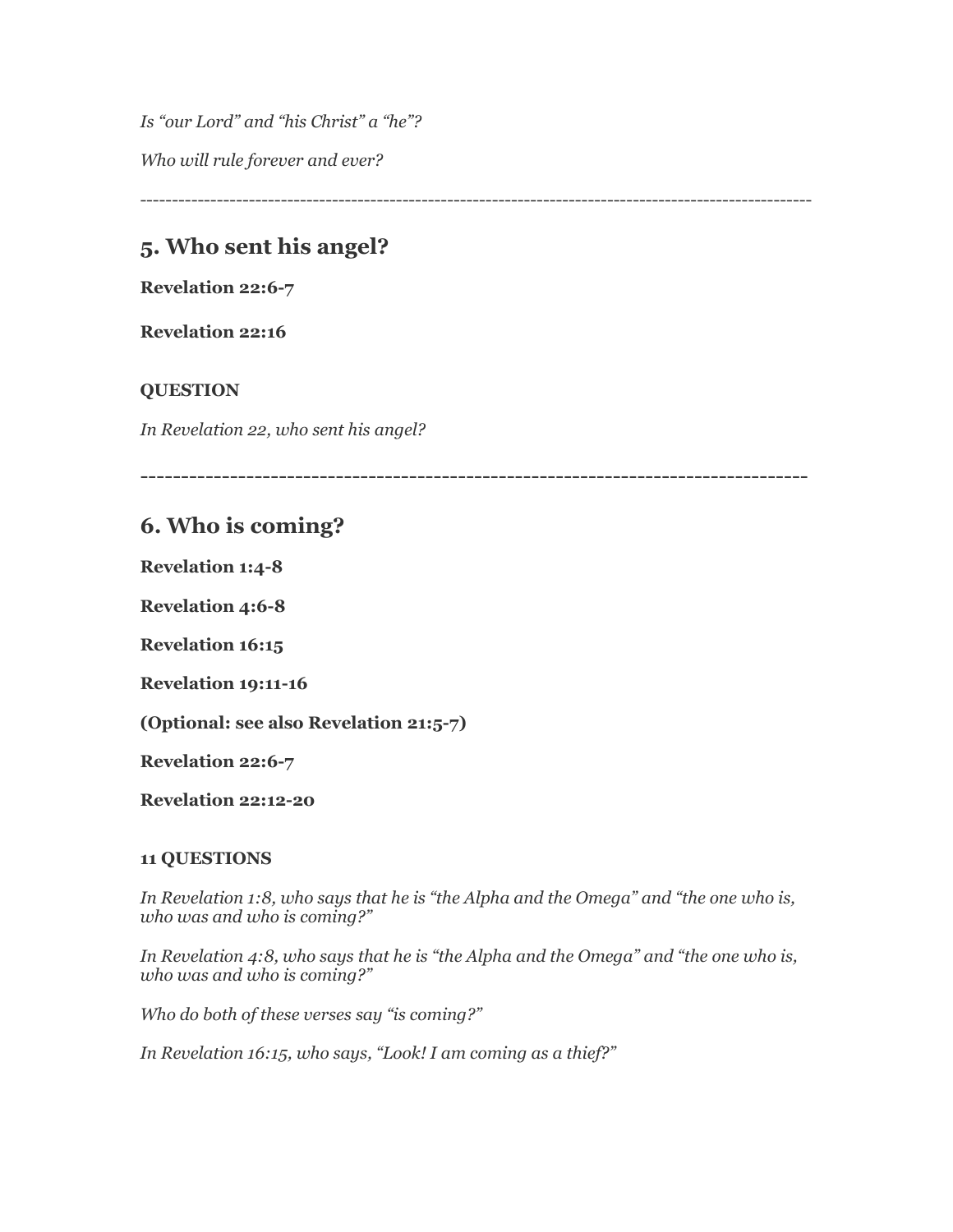*Is “our Lord” and “his Christ” a “he”?*

*Who will rule forever and ever?*

---

## 5. Who sent his angel?

**Revelation 22:6-7**

**Revelation 22:16**

**QUESTION**

*In Revelation 22, who sent his angel?*

---

## 6. Who is coming?

**Revelation 1:4-8**

**Revelation 4:6-8**

**Revelation 16:15**

**Revelation 19:11-16**

**(Optional: see also Revelation 21:5-7)**

**Revelation 22:6-7**

**Revelation 22:12-20**

**11 QUESTIONS**

*In Revelation 1:8, who says that he is “the Alpha and the Omega” and “the one who is, who was and who is coming?”*

*In Revelation 4:8, who says that he is “the Alpha and the Omega” and “the one who is, who was and who is coming?”*

*Who do both of these verses say “is coming?”*

*In Revelation 16:15, who says, “Look! I am coming as a thief?”*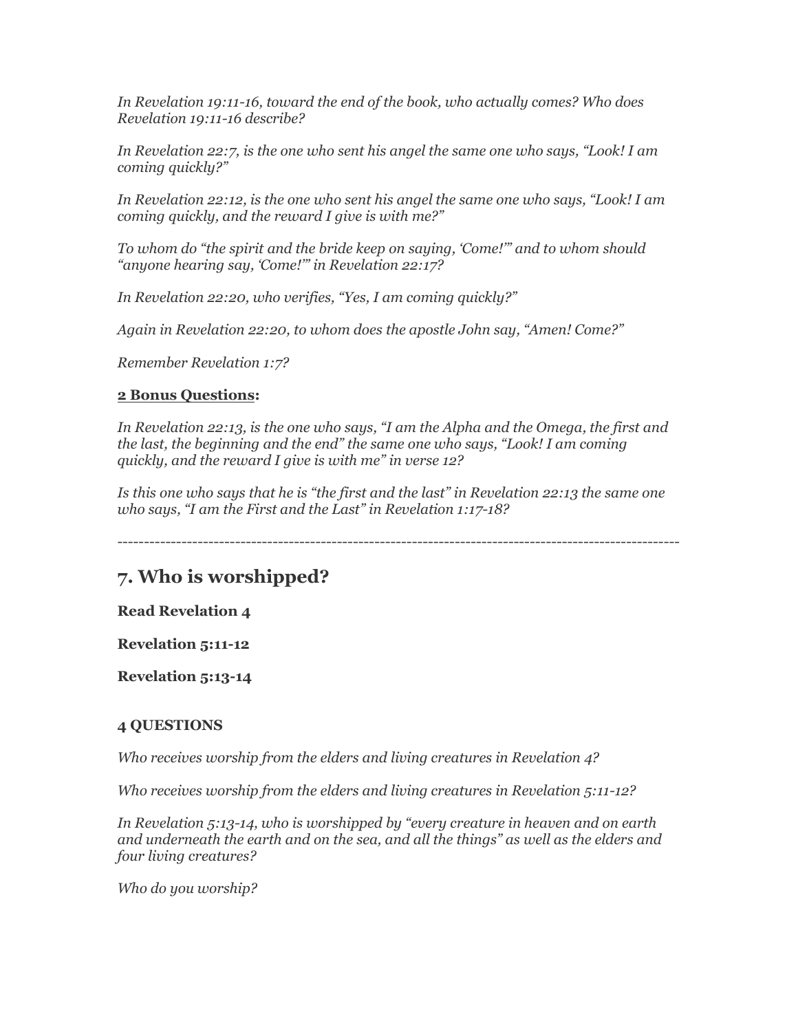*In Revelation 19:11-16, toward the end of the book, who actually comes? Who does Revelation 19:11-16 describe?*

*In Revelation 22:7, is the one who sent his angel the same one who says, "Look! I am coming quickly?"*

*In Revelation 22:12, is the one who sent his angel the same one who says, "Look! I am coming quickly, and the reward I give is with me?"*

*To whom do "the spirit and the bride keep on saying, 'Come!'" and to whom should "anyone hearing say, 'Come!'" in Revelation 22:17?*

*In Revelation 22:20, who verifies, "Yes, I am coming quickly?"*

*Again in Revelation 22:20, to whom does the apostle John say, "Amen! Come?"*

*Remember Revelation 1:7?*

**<u>2 Bonus Questions</u>:**

*In Revelation 22:13, is the one who says, "I am the Alpha and the Omega, the first and the last, the beginning and the end" the same one who says, "Look! I am coming quickly, and the reward I give is with me" in verse 12?*

*Is this one who says that he is "the first and the last" in Revelation 22:13 the same one who says, "I am the First and the Last" in Revelation 1:17-18?*

---

## 7. Who is worshipped?

**Read Revelation 4**

**Revelation 5:11-12**

**Revelation 5:13-14**

**4 QUESTIONS**

*Who receives worship from the elders and living creatures in Revelation 4?*

*Who receives worship from the elders and living creatures in Revelation 5:11-12?*

*In Revelation 5:13-14, who is worshipped by "every creature in heaven and on earth and underneath the earth and on the sea, and all the things" as well as the elders and four living creatures?*

*Who do you worship?*